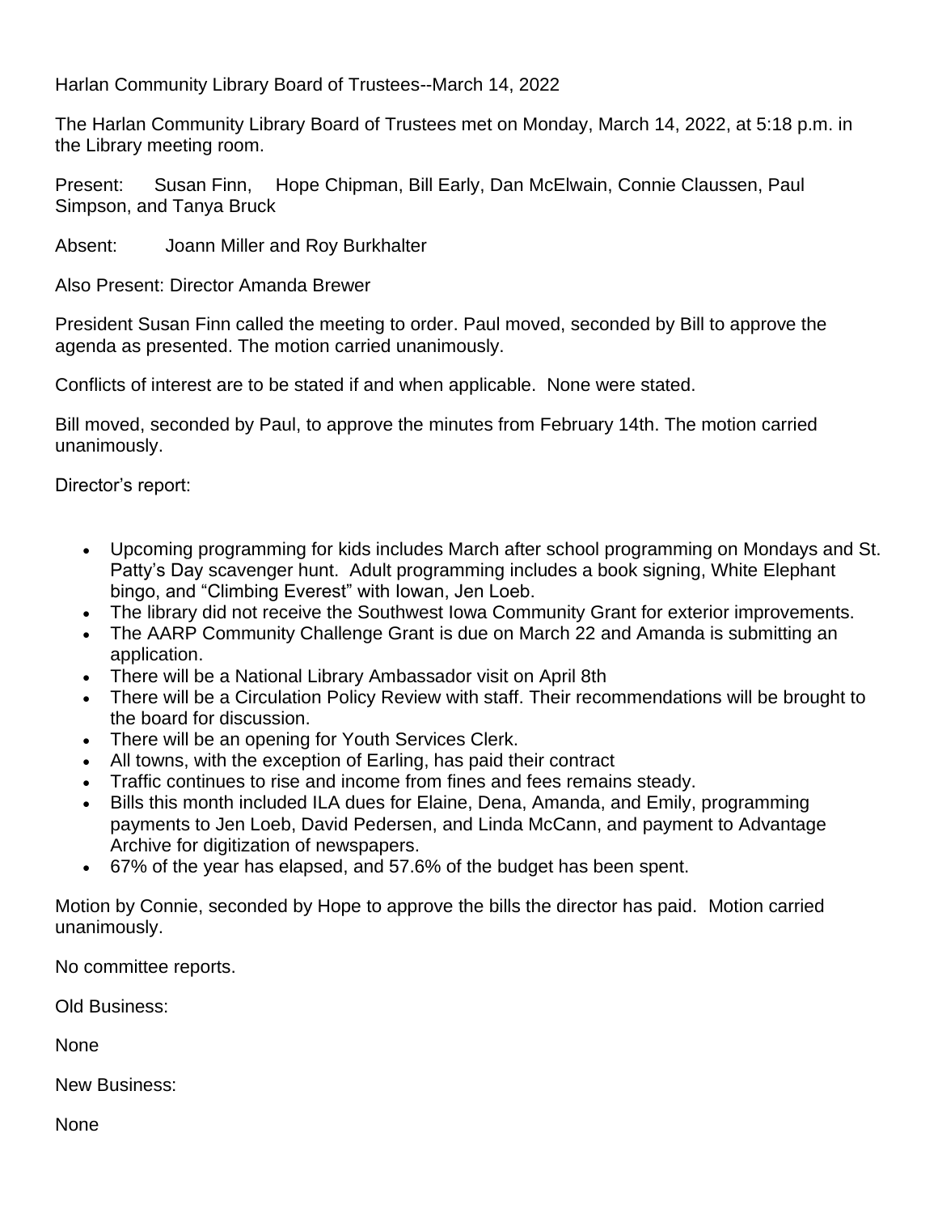Harlan Community Library Board of Trustees--March 14, 2022

The Harlan Community Library Board of Trustees met on Monday, March 14, 2022, at 5:18 p.m. in the Library meeting room.

Present: Susan Finn, Hope Chipman, Bill Early, Dan McElwain, Connie Claussen, Paul Simpson, and Tanya Bruck

Absent: Joann Miller and Roy Burkhalter

Also Present: Director Amanda Brewer

President Susan Finn called the meeting to order. Paul moved, seconded by Bill to approve the agenda as presented. The motion carried unanimously.

Conflicts of interest are to be stated if and when applicable. None were stated.

Bill moved, seconded by Paul, to approve the minutes from February 14th. The motion carried unanimously.

Director's report:

- Upcoming programming for kids includes March after school programming on Mondays and St. Patty's Day scavenger hunt. Adult programming includes a book signing, White Elephant bingo, and "Climbing Everest" with Iowan, Jen Loeb.
- The library did not receive the Southwest Iowa Community Grant for exterior improvements.
- The AARP Community Challenge Grant is due on March 22 and Amanda is submitting an application.
- There will be a National Library Ambassador visit on April 8th
- There will be a Circulation Policy Review with staff. Their recommendations will be brought to the board for discussion.
- There will be an opening for Youth Services Clerk.
- All towns, with the exception of Earling, has paid their contract
- Traffic continues to rise and income from fines and fees remains steady.
- Bills this month included ILA dues for Elaine, Dena, Amanda, and Emily, programming payments to Jen Loeb, David Pedersen, and Linda McCann, and payment to Advantage Archive for digitization of newspapers.
- 67% of the year has elapsed, and 57.6% of the budget has been spent.

Motion by Connie, seconded by Hope to approve the bills the director has paid. Motion carried unanimously.

No committee reports.

Old Business:

None

New Business:

None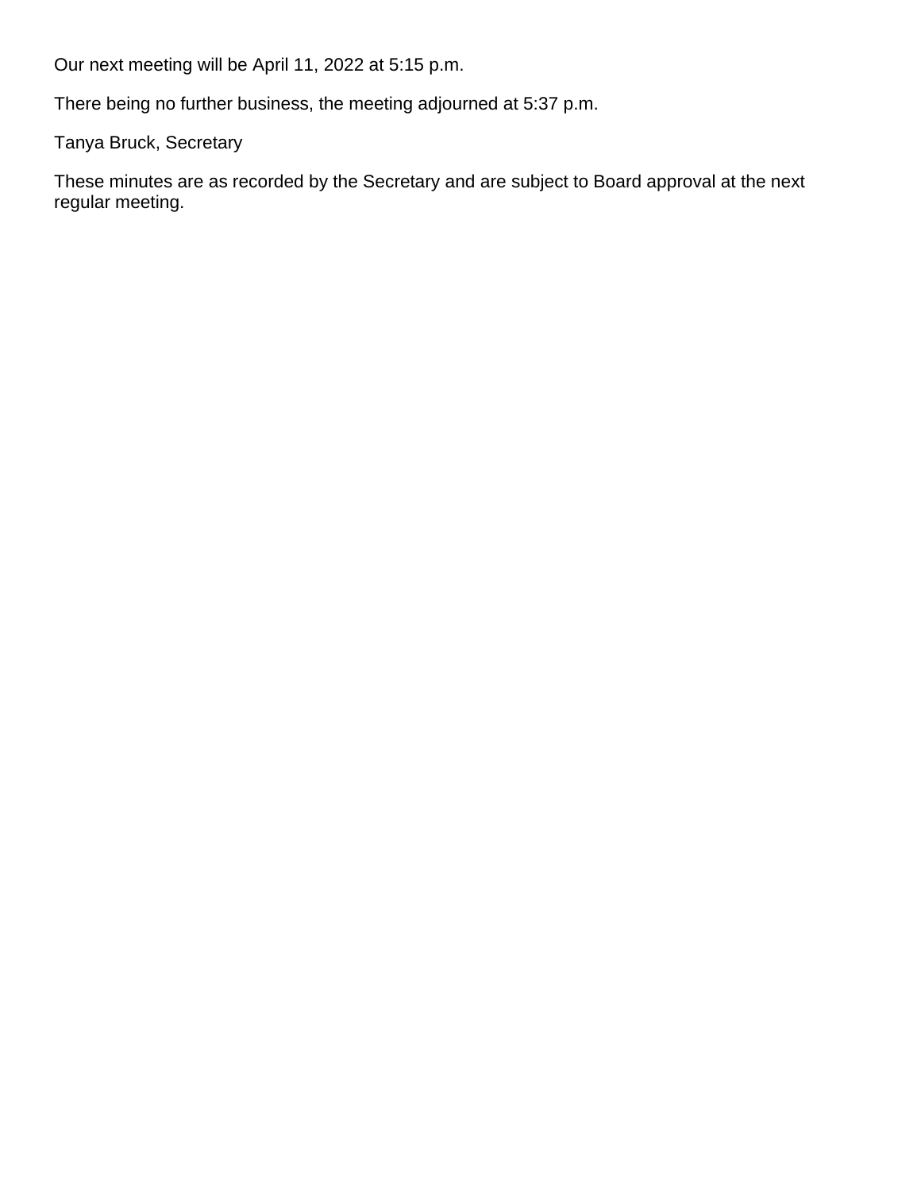Our next meeting will be April 11, 2022 at 5:15 p.m.

There being no further business, the meeting adjourned at 5:37 p.m.

Tanya Bruck, Secretary

These minutes are as recorded by the Secretary and are subject to Board approval at the next regular meeting.